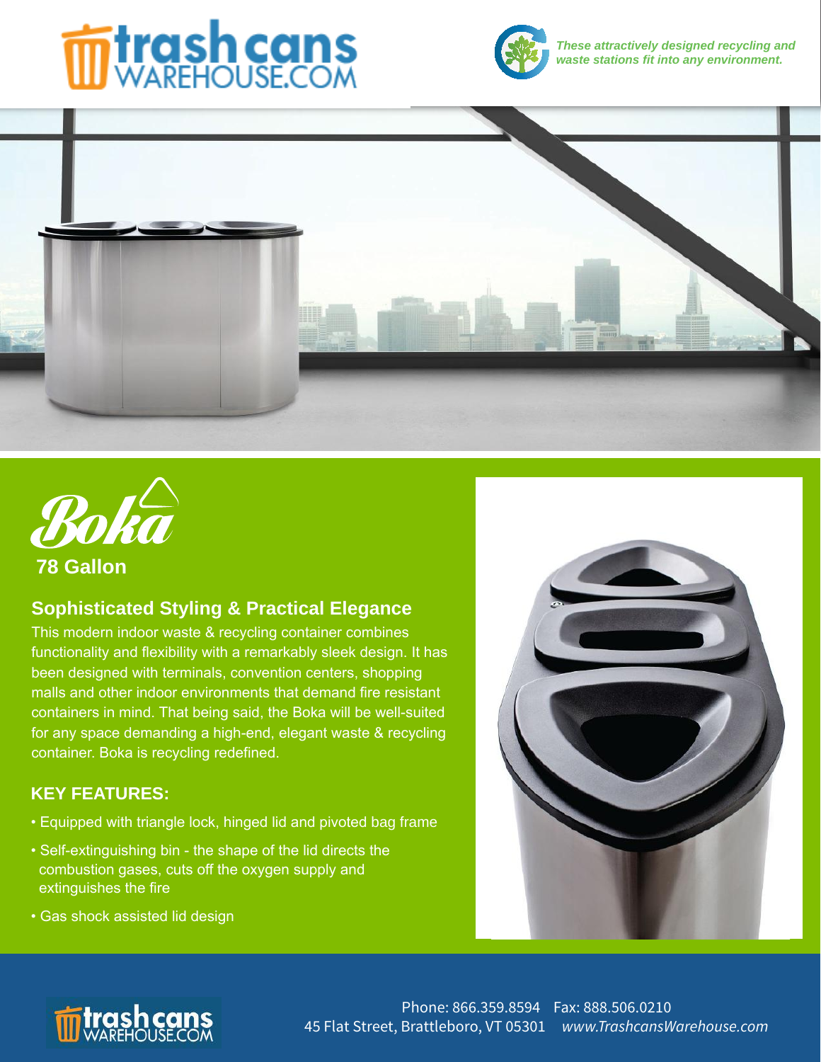# trash cans WAREHOUSE.COM

*These attractively designed recycling and waste stations fit into any environment.*

# Boka

**78 Gallon**

## Sophisticated Styling & Practical Elegance

This modern indoor waste & recycling container combines functionality and flexibility with a remarkably sleek design. It has been designed with terminals, convention centers, shopping malls and other indoor environments that demand fire resistant containers in mind. That being said, the Boka will be well-suited for any space demanding a high-end, elegant waste & recycling container. Boka is recycling redefined.

### KEY FEATURES:

- Equipped with triangle lock, hinged lid and pivoted bag frame
- Self-extinguishing bin - the shape of the lid directs the combustion gases, cuts off the oxygen supply and extinguishes the fire
- Gas shock assisted lid design

trash cans WAREHOUSE.COM

Phone: 866.359.8594 Fax: 888.506.0210
45 Flat Street, Brattleboro, VT 05301 *www.TrashcansWarehouse.com*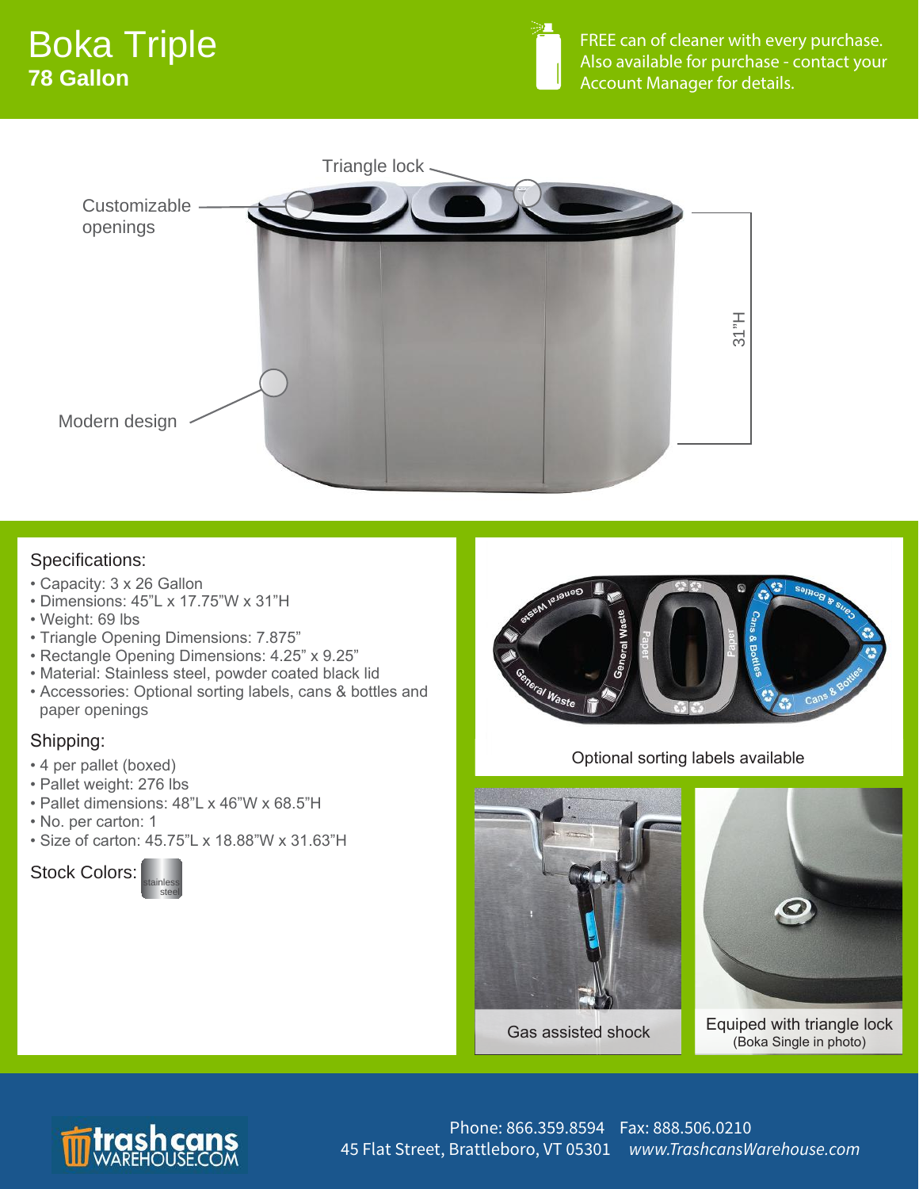# Boka Triple

**78 Gallon**

FREE can of cleaner with every purchase. Also available for purchase - contact your Account Manager for details.

Triangle lock

Customizable openings

Modern design

31"H

## Specifications:

- Capacity: 3 x 26 Gallon
- Dimensions: 45"L x 17.75"W x 31"H
- Weight: 69 lbs
- Triangle Opening Dimensions: 7.875"
- Rectangle Opening Dimensions: 4.25" x 9.25"
- Material: Stainless steel, powder coated black lid
- Accessories: Optional sorting labels, cans & bottles and paper openings

## Shipping:

- 4 per pallet (boxed)
- Pallet weight: 276 lbs
- Pallet dimensions: 48"L x 46"W x 68.5"H
- No. per carton: 1
- Size of carton: 45.75"L x 18.88"W x 31.63"H

Stock Colors: stainless steel

Optional sorting labels available

Gas assisted shock

Equiped with triangle lock
(Boka Single in photo)

Phone: 866.359.8594 Fax: 888.506.0210
45 Flat Street, Brattleboro, VT 05301 *www.TrashcansWarehouse.com*